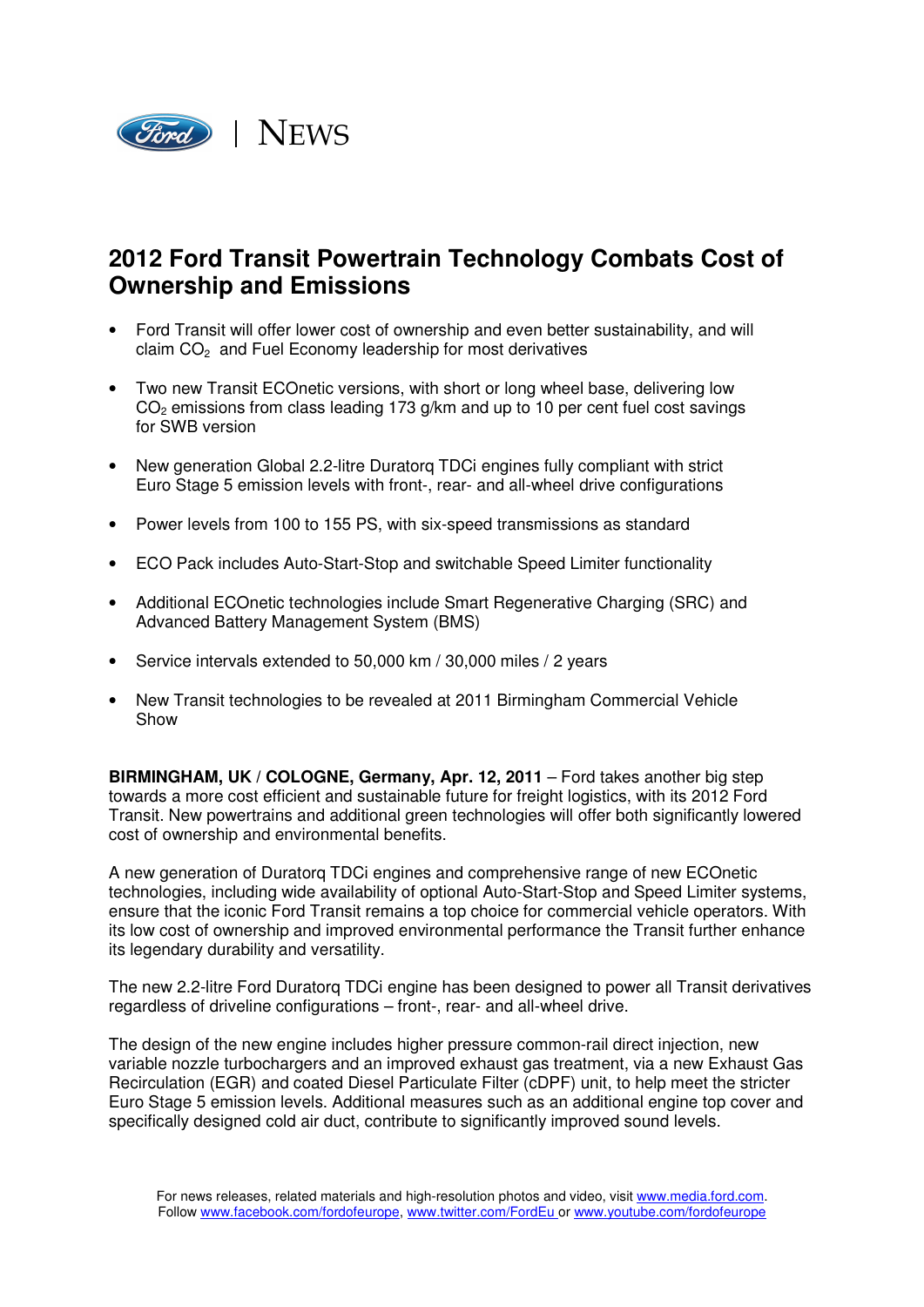Ford | NEWS

# 2012 Ford Transit Powertrain Technology Combats Cost of Ownership and Emissions

- Ford Transit will offer lower cost of ownership and even better sustainability, and will claim $CO_2$ and Fuel Economy leadership for most derivatives
- Two new Transit ECOnetic versions, with short or long wheel base, delivering low $CO_2$ emissions from class leading 173 g/km and up to 10 per cent fuel cost savings for SWB version
- New generation Global 2.2-litre Duratorq TDCi engines fully compliant with strict Euro Stage 5 emission levels with front-, rear- and all-wheel drive configurations
- Power levels from 100 to 155 PS, with six-speed transmissions as standard
- ECO Pack includes Auto-Start-Stop and switchable Speed Limiter functionality
- Additional ECOnetic technologies include Smart Regenerative Charging (SRC) and Advanced Battery Management System (BMS)
- Service intervals extended to 50,000 km / 30,000 miles / 2 years
- New Transit technologies to be revealed at 2011 Birmingham Commercial Vehicle Show

**BIRMINGHAM, UK / COLOGNE, Germany, Apr. 12, 2011** – Ford takes another big step towards a more cost efficient and sustainable future for freight logistics, with its 2012 Ford Transit. New powertrains and additional green technologies will offer both significantly lowered cost of ownership and environmental benefits.

A new generation of Duratorq TDCi engines and comprehensive range of new ECOnetic technologies, including wide availability of optional Auto-Start-Stop and Speed Limiter systems, ensure that the iconic Ford Transit remains a top choice for commercial vehicle operators. With its low cost of ownership and improved environmental performance the Transit further enhance its legendary durability and versatility.

The new 2.2-litre Ford Duratorq TDCi engine has been designed to power all Transit derivatives regardless of driveline configurations – front-, rear- and all-wheel drive.

The design of the new engine includes higher pressure common-rail direct injection, new variable nozzle turbochargers and an improved exhaust gas treatment, via a new Exhaust Gas Recirculation (EGR) and coated Diesel Particulate Filter (cDPF) unit, to help meet the stricter Euro Stage 5 emission levels. Additional measures such as an additional engine top cover and specifically designed cold air duct, contribute to significantly improved sound levels.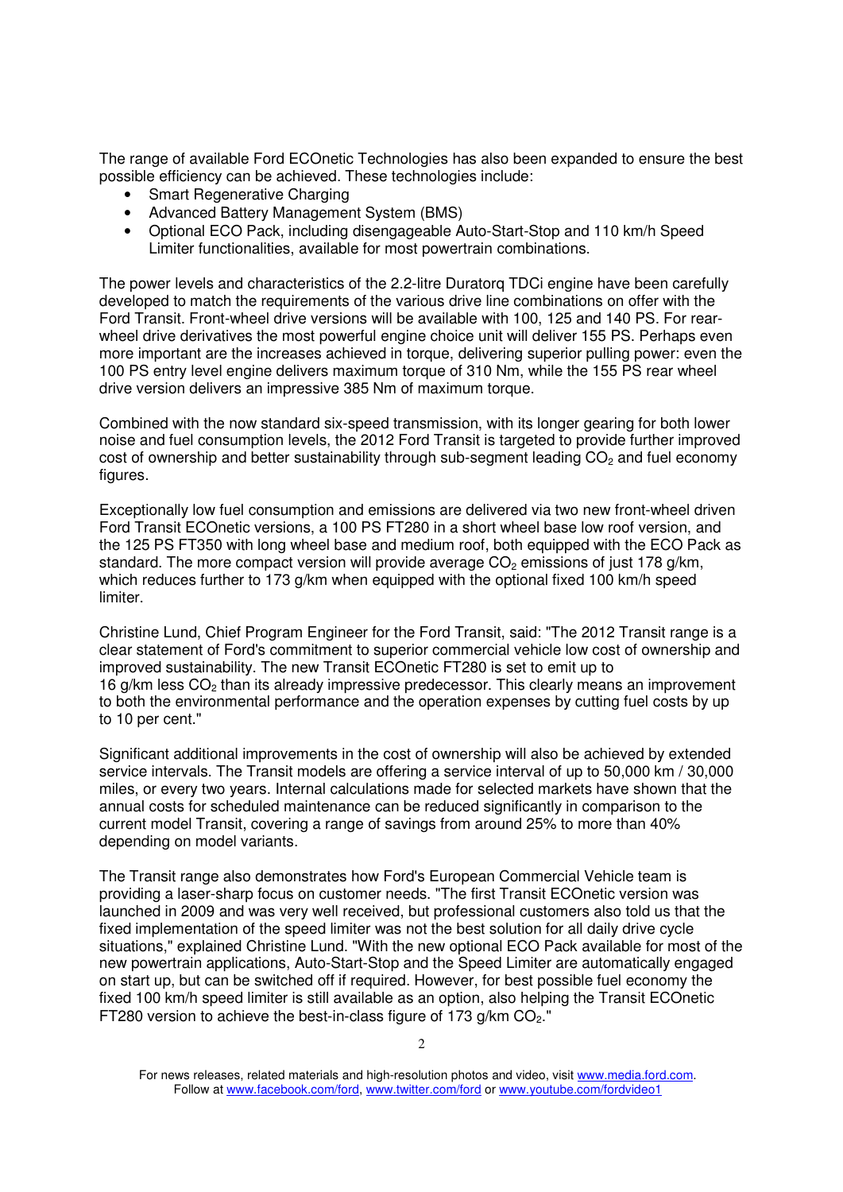The range of available Ford ECOnetic Technologies has also been expanded to ensure the best possible efficiency can be achieved. These technologies include:

- Smart Regenerative Charging
- Advanced Battery Management System (BMS)
- Optional ECO Pack, including disengageable Auto-Start-Stop and 110 km/h Speed Limiter functionalities, available for most powertrain combinations.

The power levels and characteristics of the 2.2-litre Duratorq TDCi engine have been carefully developed to match the requirements of the various drive line combinations on offer with the Ford Transit. Front-wheel drive versions will be available with 100, 125 and 140 PS. For rear-wheel drive derivatives the most powerful engine choice unit will deliver 155 PS. Perhaps even more important are the increases achieved in torque, delivering superior pulling power: even the 100 PS entry level engine delivers maximum torque of 310 Nm, while the 155 PS rear wheel drive version delivers an impressive 385 Nm of maximum torque.

Combined with the now standard six-speed transmission, with its longer gearing for both lower noise and fuel consumption levels, the 2012 Ford Transit is targeted to provide further improved cost of ownership and better sustainability through sub-segment leading $CO_2$ and fuel economy figures.

Exceptionally low fuel consumption and emissions are delivered via two new front-wheel driven Ford Transit ECOnetic versions, a 100 PS FT280 in a short wheel base low roof version, and the 125 PS FT350 with long wheel base and medium roof, both equipped with the ECO Pack as standard. The more compact version will provide average $CO_2$ emissions of just 178 g/km, which reduces further to 173 g/km when equipped with the optional fixed 100 km/h speed limiter.

Christine Lund, Chief Program Engineer for the Ford Transit, said: "The 2012 Transit range is a clear statement of Ford's commitment to superior commercial vehicle low cost of ownership and improved sustainability. The new Transit ECOnetic FT280 is set to emit up to 16 g/km less $CO_2$ than its already impressive predecessor. This clearly means an improvement to both the environmental performance and the operation expenses by cutting fuel costs by up to 10 per cent."

Significant additional improvements in the cost of ownership will also be achieved by extended service intervals. The Transit models are offering a service interval of up to 50,000 km / 30,000 miles, or every two years. Internal calculations made for selected markets have shown that the annual costs for scheduled maintenance can be reduced significantly in comparison to the current model Transit, covering a range of savings from around 25% to more than 40% depending on model variants.

The Transit range also demonstrates how Ford's European Commercial Vehicle team is providing a laser-sharp focus on customer needs. "The first Transit ECOnetic version was launched in 2009 and was very well received, but professional customers also told us that the fixed implementation of the speed limiter was not the best solution for all daily drive cycle situations," explained Christine Lund. "With the new optional ECO Pack available for most of the new powertrain applications, Auto-Start-Stop and the Speed Limiter are automatically engaged on start up, but can be switched off if required. However, for best possible fuel economy the fixed 100 km/h speed limiter is still available as an option, also helping the Transit ECOnetic FT280 version to achieve the best-in-class figure of 173 g/km $CO_2$."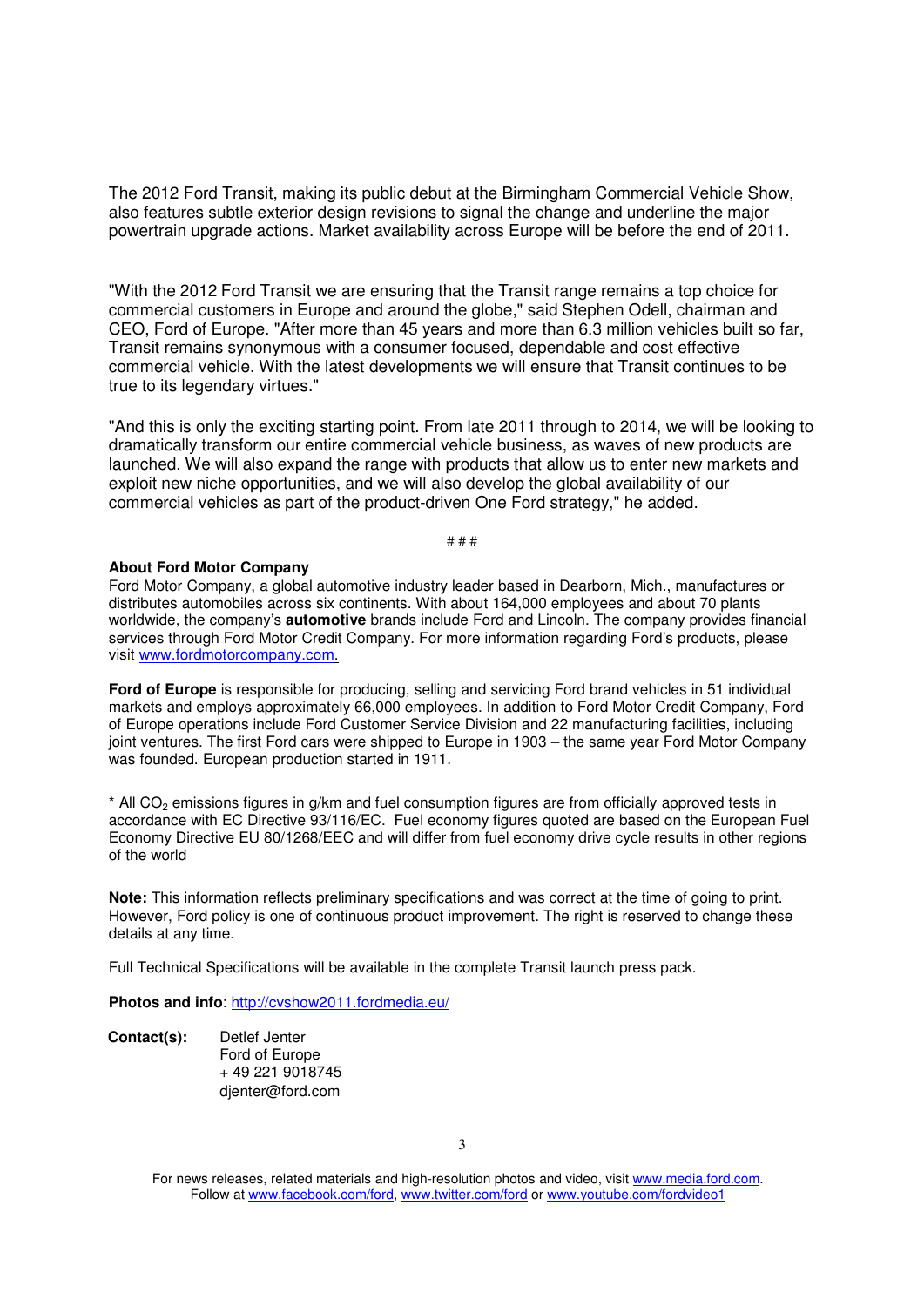The 2012 Ford Transit, making its public debut at the Birmingham Commercial Vehicle Show, also features subtle exterior design revisions to signal the change and underline the major powertrain upgrade actions. Market availability across Europe will be before the end of 2011.

"With the 2012 Ford Transit we are ensuring that the Transit range remains a top choice for commercial customers in Europe and around the globe," said Stephen Odell, chairman and CEO, Ford of Europe. "After more than 45 years and more than 6.3 million vehicles built so far, Transit remains synonymous with a consumer focused, dependable and cost effective commercial vehicle. With the latest developments we will ensure that Transit continues to be true to its legendary virtues."

"And this is only the exciting starting point. From late 2011 through to 2014, we will be looking to dramatically transform our entire commercial vehicle business, as waves of new products are launched. We will also expand the range with products that allow us to enter new markets and exploit new niche opportunities, and we will also develop the global availability of our commercial vehicles as part of the product-driven One Ford strategy," he added.

# # #

**About Ford Motor Company**
Ford Motor Company, a global automotive industry leader based in Dearborn, Mich., manufactures or distributes automobiles across six continents. With about 164,000 employees and about 70 plants worldwide, the company's **automotive** brands include Ford and Lincoln. The company provides financial services through Ford Motor Credit Company. For more information regarding Ford's products, please visit www.fordmotorcompany.com.

**Ford of Europe** is responsible for producing, selling and servicing Ford brand vehicles in 51 individual markets and employs approximately 66,000 employees. In addition to Ford Motor Credit Company, Ford of Europe operations include Ford Customer Service Division and 22 manufacturing facilities, including joint ventures. The first Ford cars were shipped to Europe in 1903 – the same year Ford Motor Company was founded. European production started in 1911.

* All $CO_2$ emissions figures in g/km and fuel consumption figures are from officially approved tests in accordance with EC Directive 93/116/EC. Fuel economy figures quoted are based on the European Fuel Economy Directive EU 80/1268/EEC and will differ from fuel economy drive cycle results in other regions of the world

**Note:** This information reflects preliminary specifications and was correct at the time of going to print. However, Ford policy is one of continuous product improvement. The right is reserved to change these details at any time.

Full Technical Specifications will be available in the complete Transit launch press pack.

**Photos and info**: http://cvshow2011.fordmedia.eu/

**Contact(s):** Detlef Jenter
Ford of Europe
+ 49 221 9018745
djenter@ford.com

For news releases, related materials and high-resolution photos and video, visit www.media.ford.com.
Follow at www.facebook.com/ford, www.twitter.com/ford or www.youtube.com/fordvideo1